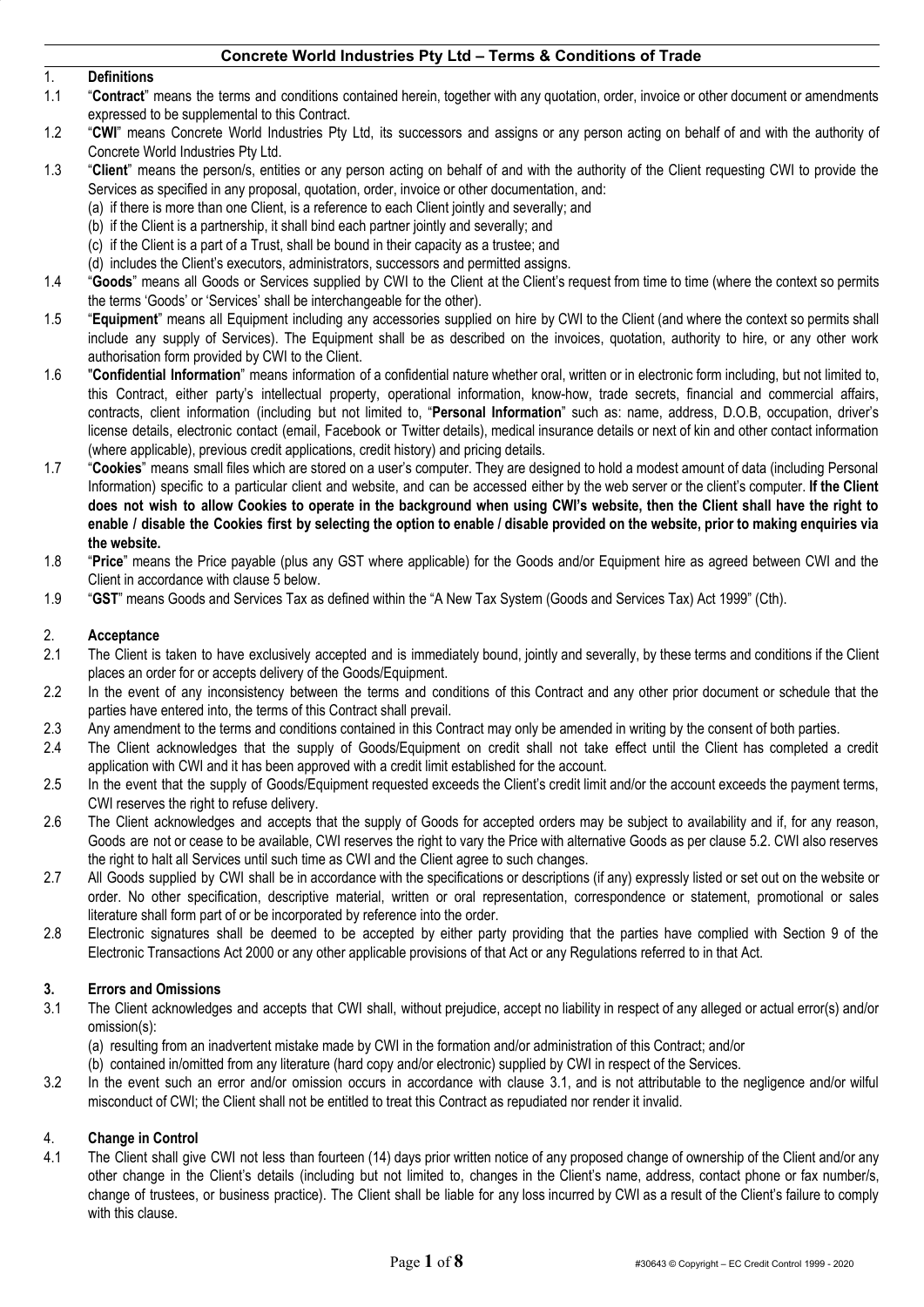# Concrete World Industries Pty Ltd – Terms & Conditions of Trade

## 1. Definitions

1.1 "**Contract**" means the terms and conditions contained herein, together with any quotation, order, invoice or other document or amendments expressed to be supplemental to this Contract.

1.2 "**CWI**" means Concrete World Industries Pty Ltd, its successors and assigns or any person acting on behalf of and with the authority of Concrete World Industries Pty Ltd.

1.3 "**Client**" means the person/s, entities or any person acting on behalf of and with the authority of the Client requesting CWI to provide the Services as specified in any proposal, quotation, order, invoice or other documentation, and:

(a) if there is more than one Client, is a reference to each Client jointly and severally; and
(b) if the Client is a partnership, it shall bind each partner jointly and severally; and
(c) if the Client is a part of a Trust, shall be bound in their capacity as a trustee; and
(d) includes the Client's executors, administrators, successors and permitted assigns.

1.4 "**Goods**" means all Goods or Services supplied by CWI to the Client at the Client's request from time to time (where the context so permits the terms 'Goods' or 'Services' shall be interchangeable for the other).

1.5 "**Equipment**" means all Equipment including any accessories supplied on hire by CWI to the Client (and where the context so permits shall include any supply of Services). The Equipment shall be as described on the invoices, quotation, authority to hire, or any other work authorisation form provided by CWI to the Client.

1.6 "**Confidential Information**" means information of a confidential nature whether oral, written or in electronic form including, but not limited to, this Contract, either party's intellectual property, operational information, know-how, trade secrets, financial and commercial affairs, contracts, client information (including but not limited to, "**Personal Information**" such as: name, address, D.O.B, occupation, driver's license details, electronic contact (email, Facebook or Twitter details), medical insurance details or next of kin and other contact information (where applicable), previous credit applications, credit history) and pricing details.

1.7 "**Cookies**" means small files which are stored on a user's computer. They are designed to hold a modest amount of data (including Personal Information) specific to a particular client and website, and can be accessed either by the web server or the client's computer. **If the Client does not wish to allow Cookies to operate in the background when using CWI's website, then the Client shall have the right to enable / disable the Cookies first by selecting the option to enable / disable provided on the website, prior to making enquiries via the website.**

1.8 "**Price**" means the Price payable (plus any GST where applicable) for the Goods and/or Equipment hire as agreed between CWI and the Client in accordance with clause 5 below.

1.9 "**GST**" means Goods and Services Tax as defined within the "A New Tax System (Goods and Services Tax) Act 1999" (Cth).

## 2. Acceptance

2.1 The Client is taken to have exclusively accepted and is immediately bound, jointly and severally, by these terms and conditions if the Client places an order for or accepts delivery of the Goods/Equipment.

2.2 In the event of any inconsistency between the terms and conditions of this Contract and any other prior document or schedule that the parties have entered into, the terms of this Contract shall prevail.

2.3 Any amendment to the terms and conditions contained in this Contract may only be amended in writing by the consent of both parties.

2.4 The Client acknowledges that the supply of Goods/Equipment on credit shall not take effect until the Client has completed a credit application with CWI and it has been approved with a credit limit established for the account.

2.5 In the event that the supply of Goods/Equipment requested exceeds the Client's credit limit and/or the account exceeds the payment terms, CWI reserves the right to refuse delivery.

2.6 The Client acknowledges and accepts that the supply of Goods for accepted orders may be subject to availability and if, for any reason, Goods are not or cease to be available, CWI reserves the right to vary the Price with alternative Goods as per clause 5.2. CWI also reserves the right to halt all Services until such time as CWI and the Client agree to such changes.

2.7 All Goods supplied by CWI shall be in accordance with the specifications or descriptions (if any) expressly listed or set out on the website or order. No other specification, descriptive material, written or oral representation, correspondence or statement, promotional or sales literature shall form part of or be incorporated by reference into the order.

2.8 Electronic signatures shall be deemed to be accepted by either party providing that the parties have complied with Section 9 of the Electronic Transactions Act 2000 or any other applicable provisions of that Act or any Regulations referred to in that Act.

## 3. Errors and Omissions

3.1 The Client acknowledges and accepts that CWI shall, without prejudice, accept no liability in respect of any alleged or actual error(s) and/or omission(s):

(a) resulting from an inadvertent mistake made by CWI in the formation and/or administration of this Contract; and/or
(b) contained in/omitted from any literature (hard copy and/or electronic) supplied by CWI in respect of the Services.

3.2 In the event such an error and/or omission occurs in accordance with clause 3.1, and is not attributable to the negligence and/or wilful misconduct of CWI; the Client shall not be entitled to treat this Contract as repudiated nor render it invalid.

## 4. Change in Control

4.1 The Client shall give CWI not less than fourteen (14) days prior written notice of any proposed change of ownership of the Client and/or any other change in the Client's details (including but not limited to, changes in the Client's name, address, contact phone or fax number/s, change of trustees, or business practice). The Client shall be liable for any loss incurred by CWI as a result of the Client's failure to comply with this clause.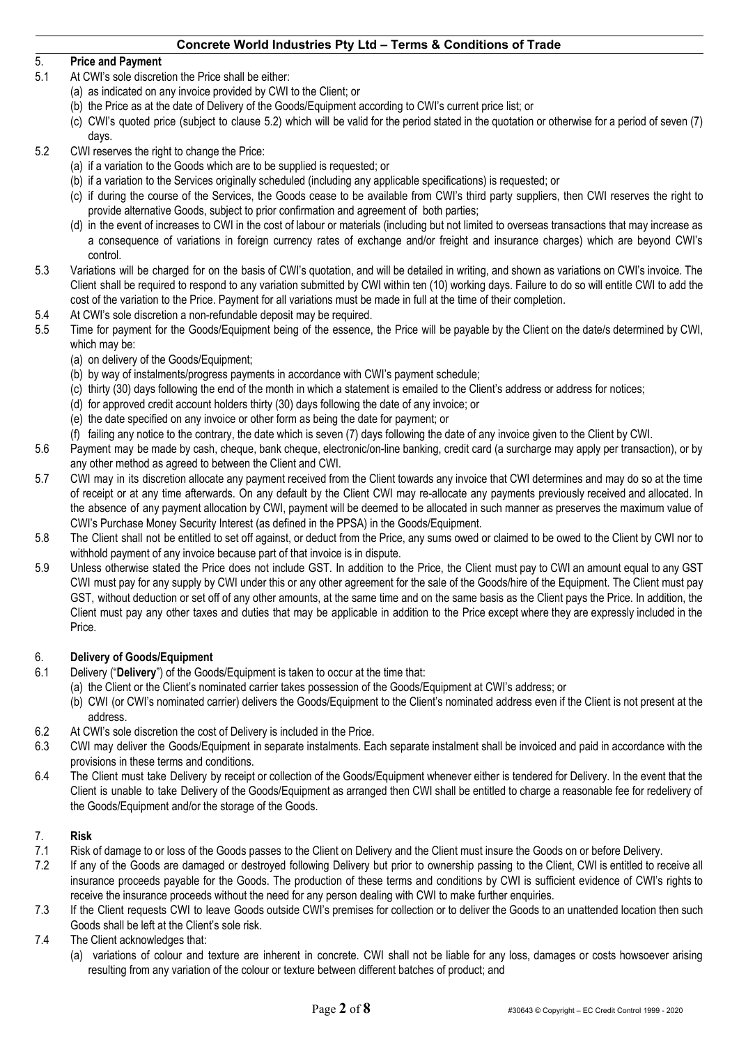## 5. Price and Payment

5.1 At CWI's sole discretion the Price shall be either:

(a) as indicated on any invoice provided by CWI to the Client; or

(b) the Price as at the date of Delivery of the Goods/Equipment according to CWI's current price list; or

(c) CWI's quoted price (subject to clause 5.2) which will be valid for the period stated in the quotation or otherwise for a period of seven (7) days.

5.2 CWI reserves the right to change the Price:

(a) if a variation to the Goods which are to be supplied is requested; or

(b) if a variation to the Services originally scheduled (including any applicable specifications) is requested; or

(c) if during the course of the Services, the Goods cease to be available from CWI's third party suppliers, then CWI reserves the right to provide alternative Goods, subject to prior confirmation and agreement of both parties;

(d) in the event of increases to CWI in the cost of labour or materials (including but not limited to overseas transactions that may increase as a consequence of variations in foreign currency rates of exchange and/or freight and insurance charges) which are beyond CWI's control.

5.3 Variations will be charged for on the basis of CWI's quotation, and will be detailed in writing, and shown as variations on CWI's invoice. The Client shall be required to respond to any variation submitted by CWI within ten (10) working days. Failure to do so will entitle CWI to add the cost of the variation to the Price. Payment for all variations must be made in full at the time of their completion.

5.4 At CWI's sole discretion a non-refundable deposit may be required.

5.5 Time for payment for the Goods/Equipment being of the essence, the Price will be payable by the Client on the date/s determined by CWI, which may be:

(a) on delivery of the Goods/Equipment;

(b) by way of instalments/progress payments in accordance with CWI's payment schedule;

(c) thirty (30) days following the end of the month in which a statement is emailed to the Client's address or address for notices;

(d) for approved credit account holders thirty (30) days following the date of any invoice; or

(e) the date specified on any invoice or other form as being the date for payment; or

(f) failing any notice to the contrary, the date which is seven (7) days following the date of any invoice given to the Client by CWI.

5.6 Payment may be made by cash, cheque, bank cheque, electronic/on-line banking, credit card (a surcharge may apply per transaction), or by any other method as agreed to between the Client and CWI.

5.7 CWI may in its discretion allocate any payment received from the Client towards any invoice that CWI determines and may do so at the time of receipt or at any time afterwards. On any default by the Client CWI may re-allocate any payments previously received and allocated. In the absence of any payment allocation by CWI, payment will be deemed to be allocated in such manner as preserves the maximum value of CWI's Purchase Money Security Interest (as defined in the PPSA) in the Goods/Equipment.

5.8 The Client shall not be entitled to set off against, or deduct from the Price, any sums owed or claimed to be owed to the Client by CWI nor to withhold payment of any invoice because part of that invoice is in dispute.

5.9 Unless otherwise stated the Price does not include GST. In addition to the Price, the Client must pay to CWI an amount equal to any GST CWI must pay for any supply by CWI under this or any other agreement for the sale of the Goods/hire of the Equipment. The Client must pay GST, without deduction or set off of any other amounts, at the same time and on the same basis as the Client pays the Price. In addition, the Client must pay any other taxes and duties that may be applicable in addition to the Price except where they are expressly included in the Price.

## 6. Delivery of Goods/Equipment

6.1 Delivery ("**Delivery**") of the Goods/Equipment is taken to occur at the time that:

(a) the Client or the Client's nominated carrier takes possession of the Goods/Equipment at CWI's address; or

(b) CWI (or CWI's nominated carrier) delivers the Goods/Equipment to the Client's nominated address even if the Client is not present at the address.

6.2 At CWI's sole discretion the cost of Delivery is included in the Price.

6.3 CWI may deliver the Goods/Equipment in separate instalments. Each separate instalment shall be invoiced and paid in accordance with the provisions in these terms and conditions.

6.4 The Client must take Delivery by receipt or collection of the Goods/Equipment whenever either is tendered for Delivery. In the event that the Client is unable to take Delivery of the Goods/Equipment as arranged then CWI shall be entitled to charge a reasonable fee for redelivery of the Goods/Equipment and/or the storage of the Goods.

## 7. Risk

7.1 Risk of damage to or loss of the Goods passes to the Client on Delivery and the Client must insure the Goods on or before Delivery.

7.2 If any of the Goods are damaged or destroyed following Delivery but prior to ownership passing to the Client, CWI is entitled to receive all insurance proceeds payable for the Goods. The production of these terms and conditions by CWI is sufficient evidence of CWI's rights to receive the insurance proceeds without the need for any person dealing with CWI to make further enquiries.

7.3 If the Client requests CWI to leave Goods outside CWI's premises for collection or to deliver the Goods to an unattended location then such Goods shall be left at the Client's sole risk.

7.4 The Client acknowledges that:

(a) variations of colour and texture are inherent in concrete. CWI shall not be liable for any loss, damages or costs howsoever arising resulting from any variation of the colour or texture between different batches of product; and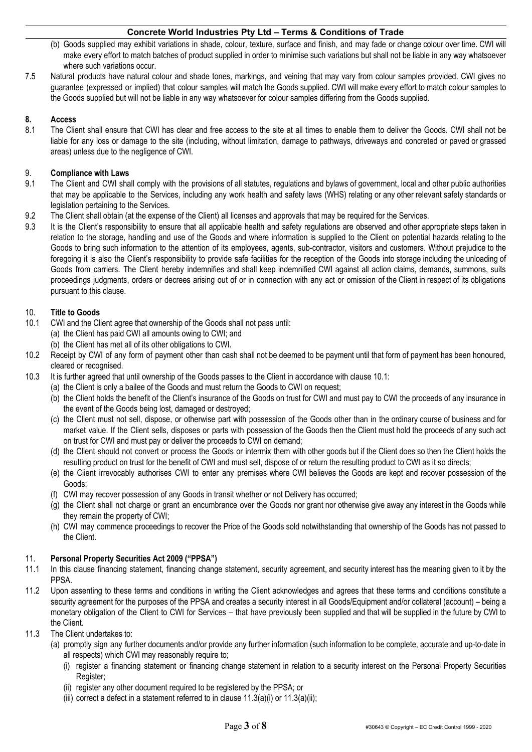(b) Goods supplied may exhibit variations in shade, colour, texture, surface and finish, and may fade or change colour over time. CWI will make every effort to match batches of product supplied in order to minimise such variations but shall not be liable in any way whatsoever where such variations occur.

7.5 Natural products have natural colour and shade tones, markings, and veining that may vary from colour samples provided. CWI gives no guarantee (expressed or implied) that colour samples will match the Goods supplied. CWI will make every effort to match colour samples to the Goods supplied but will not be liable in any way whatsoever for colour samples differing from the Goods supplied.

**8. Access**

8.1 The Client shall ensure that CWI has clear and free access to the site at all times to enable them to deliver the Goods. CWI shall not be liable for any loss or damage to the site (including, without limitation, damage to pathways, driveways and concreted or paved or grassed areas) unless due to the negligence of CWI.

**9. Compliance with Laws**

9.1 The Client and CWI shall comply with the provisions of all statutes, regulations and bylaws of government, local and other public authorities that may be applicable to the Services, including any work health and safety laws (WHS) relating or any other relevant safety standards or legislation pertaining to the Services.

9.2 The Client shall obtain (at the expense of the Client) all licenses and approvals that may be required for the Services.

9.3 It is the Client's responsibility to ensure that all applicable health and safety regulations are observed and other appropriate steps taken in relation to the storage, handling and use of the Goods and where information is supplied to the Client on potential hazards relating to the Goods to bring such information to the attention of its employees, agents, sub-contractor, visitors and customers. Without prejudice to the foregoing it is also the Client's responsibility to provide safe facilities for the reception of the Goods into storage including the unloading of Goods from carriers. The Client hereby indemnifies and shall keep indemnified CWI against all action claims, demands, summons, suits proceedings judgments, orders or decrees arising out of or in connection with any act or omission of the Client in respect of its obligations pursuant to this clause.

**10. Title to Goods**

10.1 CWI and the Client agree that ownership of the Goods shall not pass until:
(a) the Client has paid CWI all amounts owing to CWI; and
(b) the Client has met all of its other obligations to CWI.

10.2 Receipt by CWI of any form of payment other than cash shall not be deemed to be payment until that form of payment has been honoured, cleared or recognised.

10.3 It is further agreed that until ownership of the Goods passes to the Client in accordance with clause 10.1:
(a) the Client is only a bailee of the Goods and must return the Goods to CWI on request;
(b) the Client holds the benefit of the Client's insurance of the Goods on trust for CWI and must pay to CWI the proceeds of any insurance in the event of the Goods being lost, damaged or destroyed;
(c) the Client must not sell, dispose, or otherwise part with possession of the Goods other than in the ordinary course of business and for market value. If the Client sells, disposes or parts with possession of the Goods then the Client must hold the proceeds of any such act on trust for CWI and must pay or deliver the proceeds to CWI on demand;
(d) the Client should not convert or process the Goods or intermix them with other goods but if the Client does so then the Client holds the resulting product on trust for the benefit of CWI and must sell, dispose of or return the resulting product to CWI as it so directs;
(e) the Client irrevocably authorises CWI to enter any premises where CWI believes the Goods are kept and recover possession of the Goods;
(f) CWI may recover possession of any Goods in transit whether or not Delivery has occurred;
(g) the Client shall not charge or grant an encumbrance over the Goods nor grant nor otherwise give away any interest in the Goods while they remain the property of CWI;
(h) CWI may commence proceedings to recover the Price of the Goods sold notwithstanding that ownership of the Goods has not passed to the Client.

**11. Personal Property Securities Act 2009 ("PPSA")**

11.1 In this clause financing statement, financing change statement, security agreement, and security interest has the meaning given to it by the PPSA.

11.2 Upon assenting to these terms and conditions in writing the Client acknowledges and agrees that these terms and conditions constitute a security agreement for the purposes of the PPSA and creates a security interest in all Goods/Equipment and/or collateral (account) – being a monetary obligation of the Client to CWI for Services – that have previously been supplied and that will be supplied in the future by CWI to the Client.

11.3 The Client undertakes to:
(a) promptly sign any further documents and/or provide any further information (such information to be complete, accurate and up-to-date in all respects) which CWI may reasonably require to;
(i) register a financing statement or financing change statement in relation to a security interest on the Personal Property Securities Register;
(ii) register any other document required to be registered by the PPSA; or
(iii) correct a defect in a statement referred to in clause 11.3(a)(i) or 11.3(a)(ii);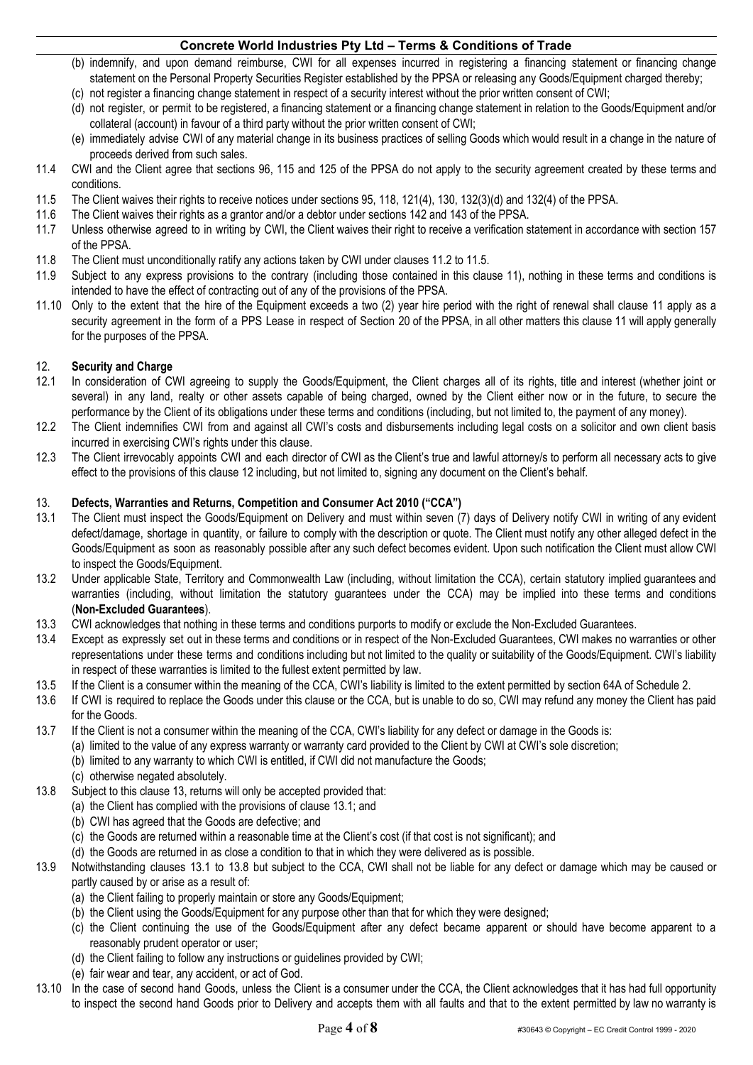(b) indemnify, and upon demand reimburse, CWI for all expenses incurred in registering a financing statement or financing change statement on the Personal Property Securities Register established by the PPSA or releasing any Goods/Equipment charged thereby;
(c) not register a financing change statement in respect of a security interest without the prior written consent of CWI;
(d) not register, or permit to be registered, a financing statement or a financing change statement in relation to the Goods/Equipment and/or collateral (account) in favour of a third party without the prior written consent of CWI;
(e) immediately advise CWI of any material change in its business practices of selling Goods which would result in a change in the nature of proceeds derived from such sales.

11.4 CWI and the Client agree that sections 96, 115 and 125 of the PPSA do not apply to the security agreement created by these terms and conditions.

11.5 The Client waives their rights to receive notices under sections 95, 118, 121(4), 130, 132(3)(d) and 132(4) of the PPSA.

11.6 The Client waives their rights as a grantor and/or a debtor under sections 142 and 143 of the PPSA.

11.7 Unless otherwise agreed to in writing by CWI, the Client waives their right to receive a verification statement in accordance with section 157 of the PPSA.

11.8 The Client must unconditionally ratify any actions taken by CWI under clauses 11.2 to 11.5.

11.9 Subject to any express provisions to the contrary (including those contained in this clause 11), nothing in these terms and conditions is intended to have the effect of contracting out of any of the provisions of the PPSA.

11.10 Only to the extent that the hire of the Equipment exceeds a two (2) year hire period with the right of renewal shall clause 11 apply as a security agreement in the form of a PPS Lease in respect of Section 20 of the PPSA, in all other matters this clause 11 will apply generally for the purposes of the PPSA.

## 12. Security and Charge

12.1 In consideration of CWI agreeing to supply the Goods/Equipment, the Client charges all of its rights, title and interest (whether joint or several) in any land, realty or other assets capable of being charged, owned by the Client either now or in the future, to secure the performance by the Client of its obligations under these terms and conditions (including, but not limited to, the payment of any money).

12.2 The Client indemnifies CWI from and against all CWI's costs and disbursements including legal costs on a solicitor and own client basis incurred in exercising CWI's rights under this clause.

12.3 The Client irrevocably appoints CWI and each director of CWI as the Client's true and lawful attorney/s to perform all necessary acts to give effect to the provisions of this clause 12 including, but not limited to, signing any document on the Client's behalf.

## 13. Defects, Warranties and Returns, Competition and Consumer Act 2010 ("CCA")

13.1 The Client must inspect the Goods/Equipment on Delivery and must within seven (7) days of Delivery notify CWI in writing of any evident defect/damage, shortage in quantity, or failure to comply with the description or quote. The Client must notify any other alleged defect in the Goods/Equipment as soon as reasonably possible after any such defect becomes evident. Upon such notification the Client must allow CWI to inspect the Goods/Equipment.

13.2 Under applicable State, Territory and Commonwealth Law (including, without limitation the CCA), certain statutory implied guarantees and warranties (including, without limitation the statutory guarantees under the CCA) may be implied into these terms and conditions (**Non-Excluded Guarantees**).

13.3 CWI acknowledges that nothing in these terms and conditions purports to modify or exclude the Non-Excluded Guarantees.

13.4 Except as expressly set out in these terms and conditions or in respect of the Non-Excluded Guarantees, CWI makes no warranties or other representations under these terms and conditions including but not limited to the quality or suitability of the Goods/Equipment. CWI's liability in respect of these warranties is limited to the fullest extent permitted by law.

13.5 If the Client is a consumer within the meaning of the CCA, CWI's liability is limited to the extent permitted by section 64A of Schedule 2.

13.6 If CWI is required to replace the Goods under this clause or the CCA, but is unable to do so, CWI may refund any money the Client has paid for the Goods.

13.7 If the Client is not a consumer within the meaning of the CCA, CWI's liability for any defect or damage in the Goods is:
(a) limited to the value of any express warranty or warranty card provided to the Client by CWI at CWI's sole discretion;
(b) limited to any warranty to which CWI is entitled, if CWI did not manufacture the Goods;
(c) otherwise negated absolutely.

13.8 Subject to this clause 13, returns will only be accepted provided that:
(a) the Client has complied with the provisions of clause 13.1; and
(b) CWI has agreed that the Goods are defective; and
(c) the Goods are returned within a reasonable time at the Client's cost (if that cost is not significant); and
(d) the Goods are returned in as close a condition to that in which they were delivered as is possible.

13.9 Notwithstanding clauses 13.1 to 13.8 but subject to the CCA, CWI shall not be liable for any defect or damage which may be caused or partly caused by or arise as a result of:
(a) the Client failing to properly maintain or store any Goods/Equipment;
(b) the Client using the Goods/Equipment for any purpose other than that for which they were designed;
(c) the Client continuing the use of the Goods/Equipment after any defect became apparent or should have become apparent to a reasonably prudent operator or user;
(d) the Client failing to follow any instructions or guidelines provided by CWI;
(e) fair wear and tear, any accident, or act of God.

13.10 In the case of second hand Goods, unless the Client is a consumer under the CCA, the Client acknowledges that it has had full opportunity to inspect the second hand Goods prior to Delivery and accepts them with all faults and that to the extent permitted by law no warranty is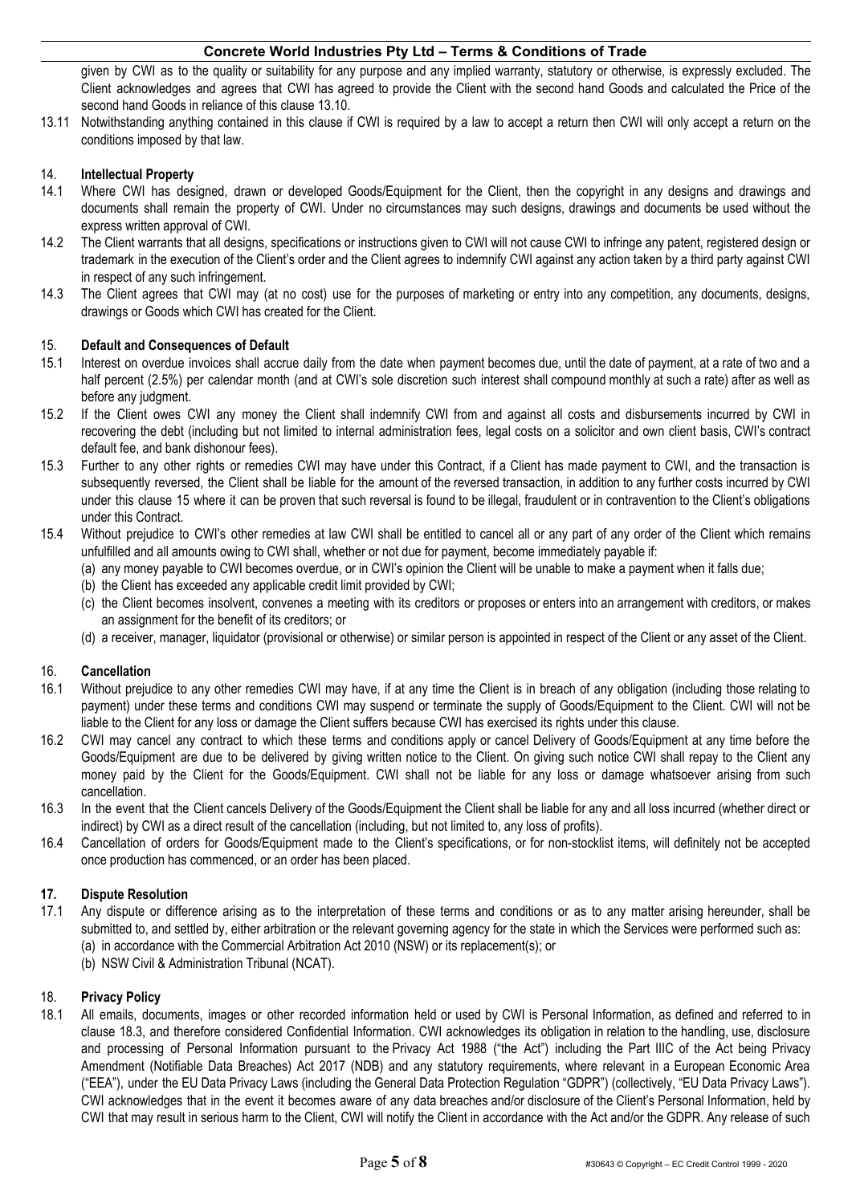given by CWI as to the quality or suitability for any purpose and any implied warranty, statutory or otherwise, is expressly excluded. The Client acknowledges and agrees that CWI has agreed to provide the Client with the second hand Goods and calculated the Price of the second hand Goods in reliance of this clause 13.10.

13.11 Notwithstanding anything contained in this clause if CWI is required by a law to accept a return then CWI will only accept a return on the conditions imposed by that law.

## 14. Intellectual Property

14.1 Where CWI has designed, drawn or developed Goods/Equipment for the Client, then the copyright in any designs and drawings and documents shall remain the property of CWI. Under no circumstances may such designs, drawings and documents be used without the express written approval of CWI.

14.2 The Client warrants that all designs, specifications or instructions given to CWI will not cause CWI to infringe any patent, registered design or trademark in the execution of the Client's order and the Client agrees to indemnify CWI against any action taken by a third party against CWI in respect of any such infringement.

14.3 The Client agrees that CWI may (at no cost) use for the purposes of marketing or entry into any competition, any documents, designs, drawings or Goods which CWI has created for the Client.

## 15. Default and Consequences of Default

15.1 Interest on overdue invoices shall accrue daily from the date when payment becomes due, until the date of payment, at a rate of two and a half percent (2.5%) per calendar month (and at CWI's sole discretion such interest shall compound monthly at such a rate) after as well as before any judgment.

15.2 If the Client owes CWI any money the Client shall indemnify CWI from and against all costs and disbursements incurred by CWI in recovering the debt (including but not limited to internal administration fees, legal costs on a solicitor and own client basis, CWI's contract default fee, and bank dishonour fees).

15.3 Further to any other rights or remedies CWI may have under this Contract, if a Client has made payment to CWI, and the transaction is subsequently reversed, the Client shall be liable for the amount of the reversed transaction, in addition to any further costs incurred by CWI under this clause 15 where it can be proven that such reversal is found to be illegal, fraudulent or in contravention to the Client's obligations under this Contract.

15.4 Without prejudice to CWI's other remedies at law CWI shall be entitled to cancel all or any part of any order of the Client which remains unfulfilled and all amounts owing to CWI shall, whether or not due for payment, become immediately payable if:

(a) any money payable to CWI becomes overdue, or in CWI's opinion the Client will be unable to make a payment when it falls due;

(b) the Client has exceeded any applicable credit limit provided by CWI;

(c) the Client becomes insolvent, convenes a meeting with its creditors or proposes or enters into an arrangement with creditors, or makes an assignment for the benefit of its creditors; or

(d) a receiver, manager, liquidator (provisional or otherwise) or similar person is appointed in respect of the Client or any asset of the Client.

## 16. Cancellation

16.1 Without prejudice to any other remedies CWI may have, if at any time the Client is in breach of any obligation (including those relating to payment) under these terms and conditions CWI may suspend or terminate the supply of Goods/Equipment to the Client. CWI will not be liable to the Client for any loss or damage the Client suffers because CWI has exercised its rights under this clause.

16.2 CWI may cancel any contract to which these terms and conditions apply or cancel Delivery of Goods/Equipment at any time before the Goods/Equipment are due to be delivered by giving written notice to the Client. On giving such notice CWI shall repay to the Client any money paid by the Client for the Goods/Equipment. CWI shall not be liable for any loss or damage whatsoever arising from such cancellation.

16.3 In the event that the Client cancels Delivery of the Goods/Equipment the Client shall be liable for any and all loss incurred (whether direct or indirect) by CWI as a direct result of the cancellation (including, but not limited to, any loss of profits).

16.4 Cancellation of orders for Goods/Equipment made to the Client's specifications, or for non-stocklist items, will definitely not be accepted once production has commenced, or an order has been placed.

## 17. Dispute Resolution

17.1 Any dispute or difference arising as to the interpretation of these terms and conditions or as to any matter arising hereunder, shall be submitted to, and settled by, either arbitration or the relevant governing agency for the state in which the Services were performed such as:

(a) in accordance with the Commercial Arbitration Act 2010 (NSW) or its replacement(s); or

(b) NSW Civil & Administration Tribunal (NCAT).

## 18. Privacy Policy

18.1 All emails, documents, images or other recorded information held or used by CWI is Personal Information, as defined and referred to in clause 18.3, and therefore considered Confidential Information. CWI acknowledges its obligation in relation to the handling, use, disclosure and processing of Personal Information pursuant to the Privacy Act 1988 ("the Act") including the Part IIIC of the Act being Privacy Amendment (Notifiable Data Breaches) Act 2017 (NDB) and any statutory requirements, where relevant in a European Economic Area ("EEA"), under the EU Data Privacy Laws (including the General Data Protection Regulation "GDPR") (collectively, "EU Data Privacy Laws"). CWI acknowledges that in the event it becomes aware of any data breaches and/or disclosure of the Client's Personal Information, held by CWI that may result in serious harm to the Client, CWI will notify the Client in accordance with the Act and/or the GDPR. Any release of such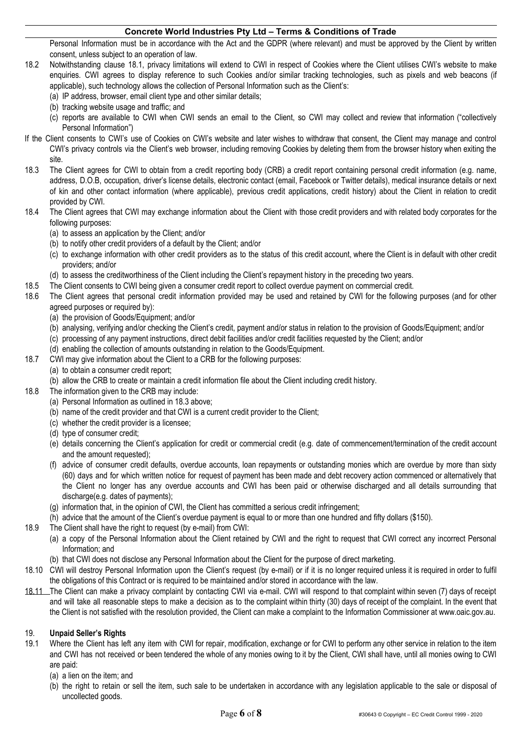Personal Information must be in accordance with the Act and the GDPR (where relevant) and must be approved by the Client by written consent, unless subject to an operation of law.

18.2 Notwithstanding clause 18.1, privacy limitations will extend to CWI in respect of Cookies where the Client utilises CWI's website to make enquiries. CWI agrees to display reference to such Cookies and/or similar tracking technologies, such as pixels and web beacons (if applicable), such technology allows the collection of Personal Information such as the Client's:

(a) IP address, browser, email client type and other similar details;

(b) tracking website usage and traffic; and

(c) reports are available to CWI when CWI sends an email to the Client, so CWI may collect and review that information ("collectively Personal Information")

If the Client consents to CWI's use of Cookies on CWI's website and later wishes to withdraw that consent, the Client may manage and control CWI's privacy controls via the Client's web browser, including removing Cookies by deleting them from the browser history when exiting the site.

18.3 The Client agrees for CWI to obtain from a credit reporting body (CRB) a credit report containing personal credit information (e.g. name, address, D.O.B, occupation, driver's license details, electronic contact (email, Facebook or Twitter details), medical insurance details or next of kin and other contact information (where applicable), previous credit applications, credit history) about the Client in relation to credit provided by CWI.

18.4 The Client agrees that CWI may exchange information about the Client with those credit providers and with related body corporates for the following purposes:

(a) to assess an application by the Client; and/or

(b) to notify other credit providers of a default by the Client; and/or

(c) to exchange information with other credit providers as to the status of this credit account, where the Client is in default with other credit providers; and/or

(d) to assess the creditworthiness of the Client including the Client's repayment history in the preceding two years.

18.5 The Client consents to CWI being given a consumer credit report to collect overdue payment on commercial credit.

18.6 The Client agrees that personal credit information provided may be used and retained by CWI for the following purposes (and for other agreed purposes or required by):

(a) the provision of Goods/Equipment; and/or

(b) analysing, verifying and/or checking the Client's credit, payment and/or status in relation to the provision of Goods/Equipment; and/or

(c) processing of any payment instructions, direct debit facilities and/or credit facilities requested by the Client; and/or

(d) enabling the collection of amounts outstanding in relation to the Goods/Equipment.

18.7 CWI may give information about the Client to a CRB for the following purposes:

(a) to obtain a consumer credit report;

(b) allow the CRB to create or maintain a credit information file about the Client including credit history.

18.8 The information given to the CRB may include:

(a) Personal Information as outlined in 18.3 above;

(b) name of the credit provider and that CWI is a current credit provider to the Client;

(c) whether the credit provider is a licensee;

(d) type of consumer credit;

(e) details concerning the Client's application for credit or commercial credit (e.g. date of commencement/termination of the credit account and the amount requested);

(f) advice of consumer credit defaults, overdue accounts, loan repayments or outstanding monies which are overdue by more than sixty (60) days and for which written notice for request of payment has been made and debt recovery action commenced or alternatively that the Client no longer has any overdue accounts and CWI has been paid or otherwise discharged and all details surrounding that discharge(e.g. dates of payments);

(g) information that, in the opinion of CWI, the Client has committed a serious credit infringement;

(h) advice that the amount of the Client's overdue payment is equal to or more than one hundred and fifty dollars ($150).

18.9 The Client shall have the right to request (by e-mail) from CWI:

(a) a copy of the Personal Information about the Client retained by CWI and the right to request that CWI correct any incorrect Personal Information; and

(b) that CWI does not disclose any Personal Information about the Client for the purpose of direct marketing.

18.10 CWI will destroy Personal Information upon the Client's request (by e-mail) or if it is no longer required unless it is required in order to fulfil the obligations of this Contract or is required to be maintained and/or stored in accordance with the law.

18.11 The Client can make a privacy complaint by contacting CWI via e-mail. CWI will respond to that complaint within seven (7) days of receipt and will take all reasonable steps to make a decision as to the complaint within thirty (30) days of receipt of the complaint. In the event that the Client is not satisfied with the resolution provided, the Client can make a complaint to the Information Commissioner at www.oaic.gov.au.

## 19. Unpaid Seller's Rights

19.1 Where the Client has left any item with CWI for repair, modification, exchange or for CWI to perform any other service in relation to the item and CWI has not received or been tendered the whole of any monies owing to it by the Client, CWI shall have, until all monies owing to CWI are paid:

(a) a lien on the item; and

(b) the right to retain or sell the item, such sale to be undertaken in accordance with any legislation applicable to the sale or disposal of uncollected goods.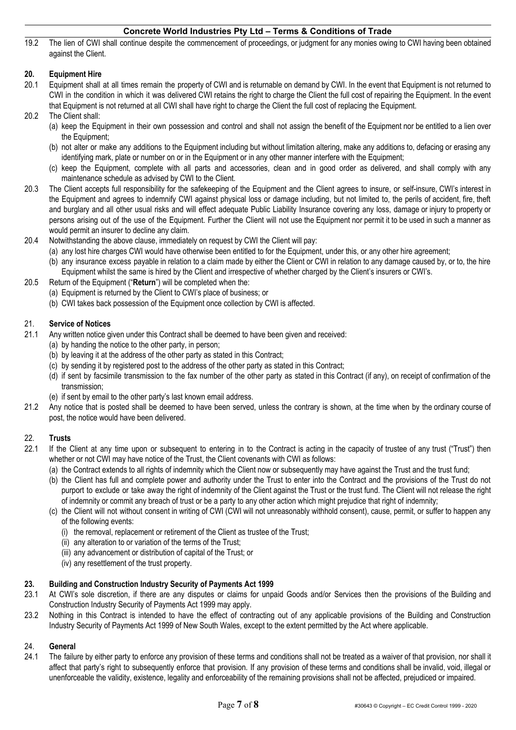19.2 The lien of CWI shall continue despite the commencement of proceedings, or judgment for any monies owing to CWI having been obtained against the Client.

## 20. Equipment Hire

20.1 Equipment shall at all times remain the property of CWI and is returnable on demand by CWI. In the event that Equipment is not returned to CWI in the condition in which it was delivered CWI retains the right to charge the Client the full cost of repairing the Equipment. In the event that Equipment is not returned at all CWI shall have right to charge the Client the full cost of replacing the Equipment.

20.2 The Client shall:

(a) keep the Equipment in their own possession and control and shall not assign the benefit of the Equipment nor be entitled to a lien over the Equipment;

(b) not alter or make any additions to the Equipment including but without limitation altering, make any additions to, defacing or erasing any identifying mark, plate or number on or in the Equipment or in any other manner interfere with the Equipment;

(c) keep the Equipment, complete with all parts and accessories, clean and in good order as delivered, and shall comply with any maintenance schedule as advised by CWI to the Client.

20.3 The Client accepts full responsibility for the safekeeping of the Equipment and the Client agrees to insure, or self-insure, CWI's interest in the Equipment and agrees to indemnify CWI against physical loss or damage including, but not limited to, the perils of accident, fire, theft and burglary and all other usual risks and will effect adequate Public Liability Insurance covering any loss, damage or injury to property or persons arising out of the use of the Equipment. Further the Client will not use the Equipment nor permit it to be used in such a manner as would permit an insurer to decline any claim.

20.4 Notwithstanding the above clause, immediately on request by CWI the Client will pay:

(a) any lost hire charges CWI would have otherwise been entitled to for the Equipment, under this, or any other hire agreement;

(b) any insurance excess payable in relation to a claim made by either the Client or CWI in relation to any damage caused by, or to, the hire Equipment whilst the same is hired by the Client and irrespective of whether charged by the Client's insurers or CWI's.

20.5 Return of the Equipment ("**Return**") will be completed when the:

(a) Equipment is returned by the Client to CWI's place of business; or

(b) CWI takes back possession of the Equipment once collection by CWI is affected.

## 21. Service of Notices

21.1 Any written notice given under this Contract shall be deemed to have been given and received:

(a) by handing the notice to the other party, in person;

(b) by leaving it at the address of the other party as stated in this Contract;

(c) by sending it by registered post to the address of the other party as stated in this Contract;

(d) if sent by facsimile transmission to the fax number of the other party as stated in this Contract (if any), on receipt of confirmation of the transmission;

(e) if sent by email to the other party's last known email address.

21.2 Any notice that is posted shall be deemed to have been served, unless the contrary is shown, at the time when by the ordinary course of post, the notice would have been delivered.

## 22. Trusts

22.1 If the Client at any time upon or subsequent to entering in to the Contract is acting in the capacity of trustee of any trust ("Trust") then whether or not CWI may have notice of the Trust, the Client covenants with CWI as follows:

(a) the Contract extends to all rights of indemnity which the Client now or subsequently may have against the Trust and the trust fund;

(b) the Client has full and complete power and authority under the Trust to enter into the Contract and the provisions of the Trust do not purport to exclude or take away the right of indemnity of the Client against the Trust or the trust fund. The Client will not release the right of indemnity or commit any breach of trust or be a party to any other action which might prejudice that right of indemnity;

(c) the Client will not without consent in writing of CWI (CWI will not unreasonably withhold consent), cause, permit, or suffer to happen any of the following events:

(i) the removal, replacement or retirement of the Client as trustee of the Trust;

(ii) any alteration to or variation of the terms of the Trust;

(iii) any advancement or distribution of capital of the Trust; or

(iv) any resettlement of the trust property.

## 23. Building and Construction Industry Security of Payments Act 1999

23.1 At CWI's sole discretion, if there are any disputes or claims for unpaid Goods and/or Services then the provisions of the Building and Construction Industry Security of Payments Act 1999 may apply.

23.2 Nothing in this Contract is intended to have the effect of contracting out of any applicable provisions of the Building and Construction Industry Security of Payments Act 1999 of New South Wales, except to the extent permitted by the Act where applicable.

## 24. General

24.1 The failure by either party to enforce any provision of these terms and conditions shall not be treated as a waiver of that provision, nor shall it affect that party's right to subsequently enforce that provision. If any provision of these terms and conditions shall be invalid, void, illegal or unenforceable the validity, existence, legality and enforceability of the remaining provisions shall not be affected, prejudiced or impaired.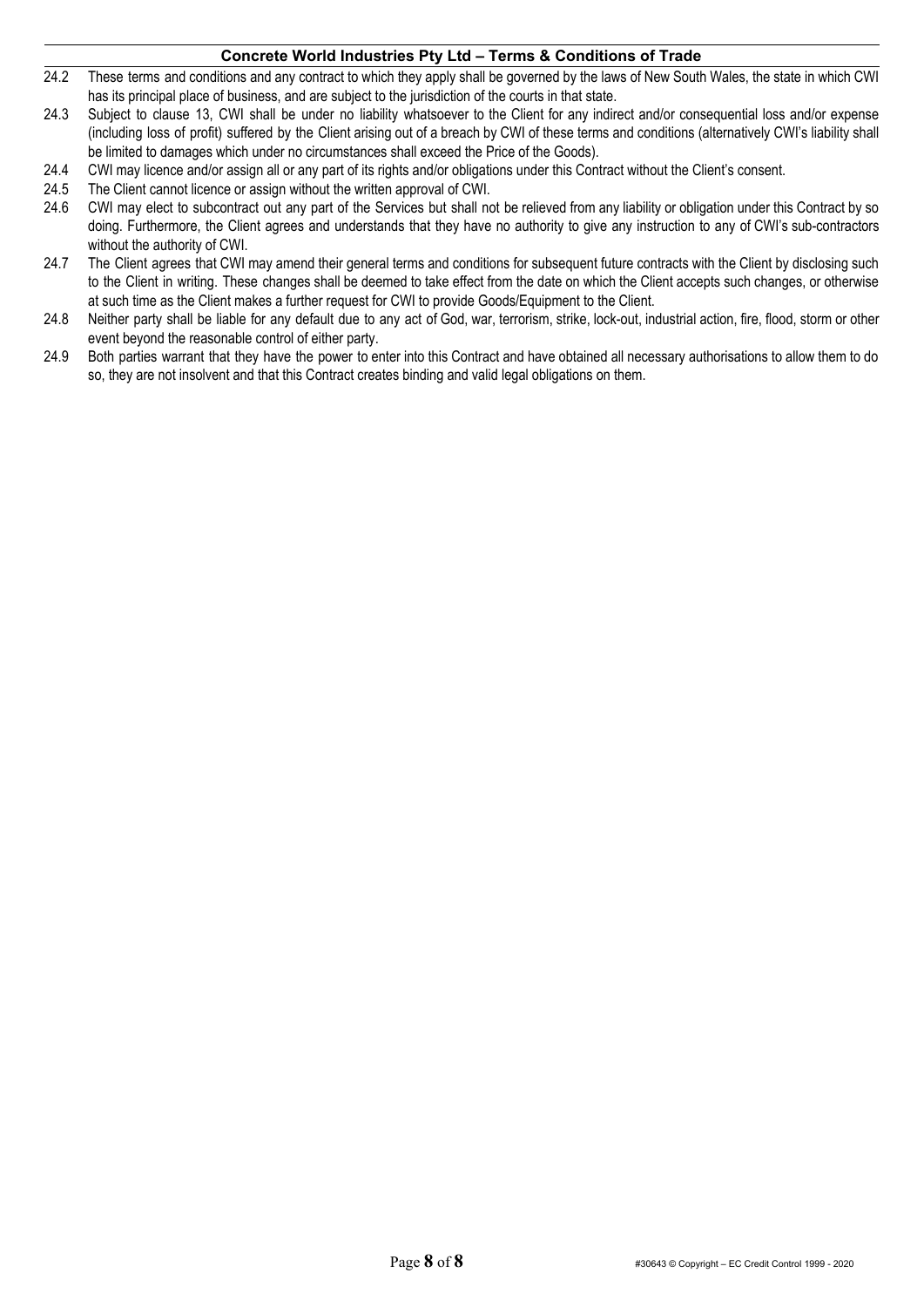24.2 These terms and conditions and any contract to which they apply shall be governed by the laws of New South Wales, the state in which CWI has its principal place of business, and are subject to the jurisdiction of the courts in that state.

24.3 Subject to clause 13, CWI shall be under no liability whatsoever to the Client for any indirect and/or consequential loss and/or expense (including loss of profit) suffered by the Client arising out of a breach by CWI of these terms and conditions (alternatively CWI's liability shall be limited to damages which under no circumstances shall exceed the Price of the Goods).

24.4 CWI may licence and/or assign all or any part of its rights and/or obligations under this Contract without the Client's consent.

24.5 The Client cannot licence or assign without the written approval of CWI.

24.6 CWI may elect to subcontract out any part of the Services but shall not be relieved from any liability or obligation under this Contract by so doing. Furthermore, the Client agrees and understands that they have no authority to give any instruction to any of CWI's sub-contractors without the authority of CWI.

24.7 The Client agrees that CWI may amend their general terms and conditions for subsequent future contracts with the Client by disclosing such to the Client in writing. These changes shall be deemed to take effect from the date on which the Client accepts such changes, or otherwise at such time as the Client makes a further request for CWI to provide Goods/Equipment to the Client.

24.8 Neither party shall be liable for any default due to any act of God, war, terrorism, strike, lock-out, industrial action, fire, flood, storm or other event beyond the reasonable control of either party.

24.9 Both parties warrant that they have the power to enter into this Contract and have obtained all necessary authorisations to allow them to do so, they are not insolvent and that this Contract creates binding and valid legal obligations on them.